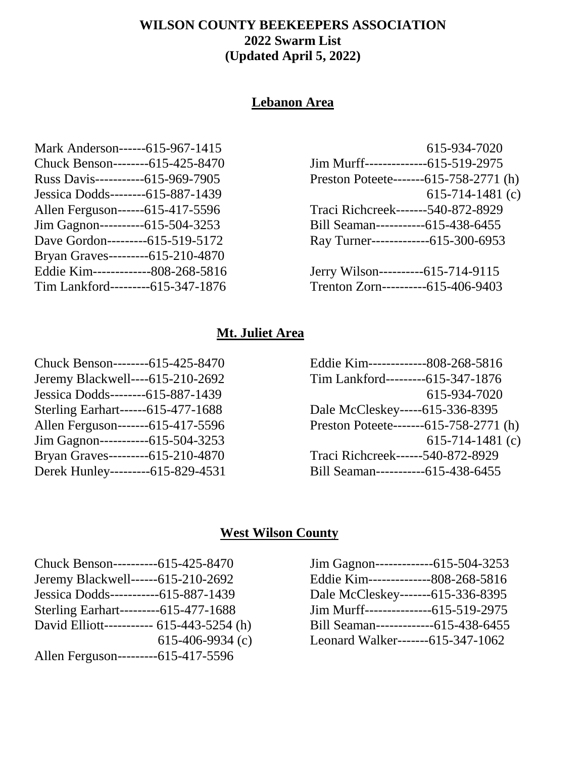**WILSON COUNTY BEEKEEPERS ASSOCIATION**
**2022 Swarm List**
**(Updated April 5, 2022)**

## Lebanon Area

Mark Anderson------615-967-1415
Chuck Benson--------615-425-8470
Russ Davis-----------615-969-7905
Jessica Dodds--------615-887-1439
Allen Ferguson------615-417-5596
Jim Gagnon----------615-504-3253
Dave Gordon---------615-519-5172
Bryan Graves---------615-210-4870
Eddie Kim-------------808-268-5816
Tim Lankford---------615-347-1876
615-934-7020
Jim Murff--------------615-519-2975
Preston Poteete-------615-758-2771 (h)
615-714-1481 (c)
Traci Richcreek-------540-872-8929
Bill Seaman-----------615-438-6455
Ray Turner-------------615-300-6953

Jerry Wilson----------615-714-9115
Trenton Zorn----------615-406-9403

## Mt. Juliet Area

Chuck Benson--------615-425-8470
Jeremy Blackwell----615-210-2692
Jessica Dodds--------615-887-1439
Sterling Earhart------615-477-1688
Allen Ferguson-------615-417-5596
Jim Gagnon-----------615-504-3253
Bryan Graves---------615-210-4870
Derek Hunley---------615-829-4531
Eddie Kim-------------808-268-5816
Tim Lankford---------615-347-1876
615-934-7020
Dale McCleskey-----615-336-8395
Preston Poteete-------615-758-2771 (h)
615-714-1481 (c)
Traci Richcreek------540-872-8929
Bill Seaman-----------615-438-6455

## West Wilson County

Chuck Benson----------615-425-8470
Jeremy Blackwell------615-210-2692
Jessica Dodds-----------615-887-1439
Sterling Earhart---------615-477-1688
David Elliott----------- 615-443-5254 (h)
615-406-9934 (c)
Allen Ferguson---------615-417-5596
Jim Gagnon-------------615-504-3253
Eddie Kim--------------808-268-5816
Dale McCleskey-------615-336-8395
Jim Murff---------------615-519-2975
Bill Seaman-------------615-438-6455
Leonard Walker-------615-347-1062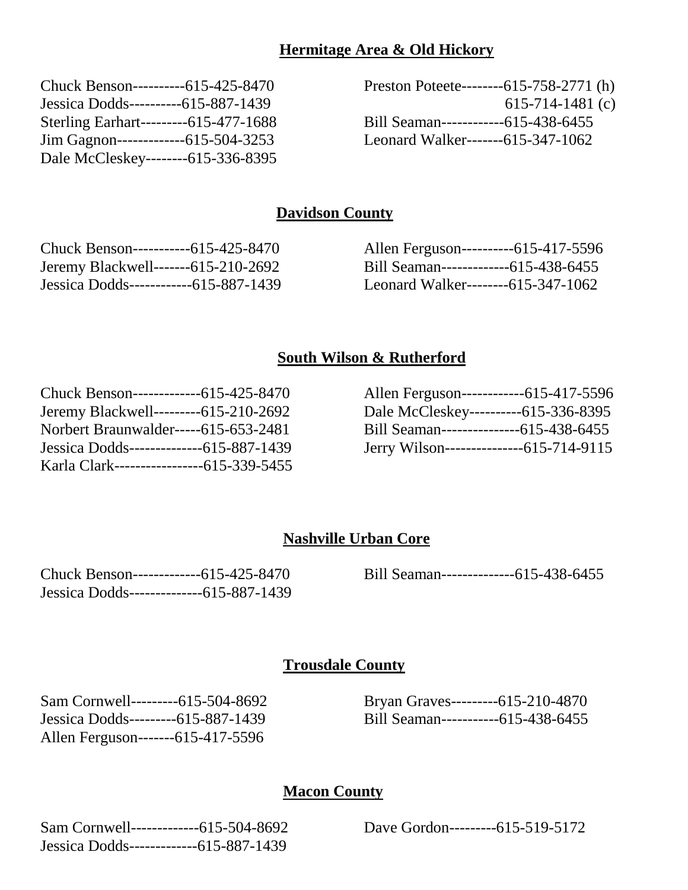## Hermitage Area & Old Hickory

Chuck Benson----------615-425-8470
Jessica Dodds----------615-887-1439
Sterling Earhart---------615-477-1688
Jim Gagnon-------------615-504-3253
Dale McCleskey--------615-336-8395

Preston Poteete--------615-758-2771 (h)
615-714-1481 (c)
Bill Seaman------------615-438-6455
Leonard Walker-------615-347-1062

## Davidson County

Chuck Benson-----------615-425-8470
Jeremy Blackwell-------615-210-2692
Jessica Dodds------------615-887-1439

Allen Ferguson----------615-417-5596
Bill Seaman-------------615-438-6455
Leonard Walker--------615-347-1062

## South Wilson & Rutherford

Chuck Benson-------------615-425-8470
Jeremy Blackwell---------615-210-2692
Norbert Braunwalder-----615-653-2481
Jessica Dodds--------------615-887-1439
Karla Clark-----------------615-339-5455

Allen Ferguson------------615-417-5596
Dale McCleskey----------615-336-8395
Bill Seaman---------------615-438-6455
Jerry Wilson---------------615-714-9115

## Nashville Urban Core

Chuck Benson-------------615-425-8470
Jessica Dodds--------------615-887-1439

Bill Seaman--------------615-438-6455

## Trousdale County

Sam Cornwell---------615-504-8692
Jessica Dodds---------615-887-1439
Allen Ferguson-------615-417-5596

Bryan Graves---------615-210-4870
Bill Seaman-----------615-438-6455

## Macon County

Sam Cornwell-------------615-504-8692
Jessica Dodds-------------615-887-1439

Dave Gordon---------615-519-5172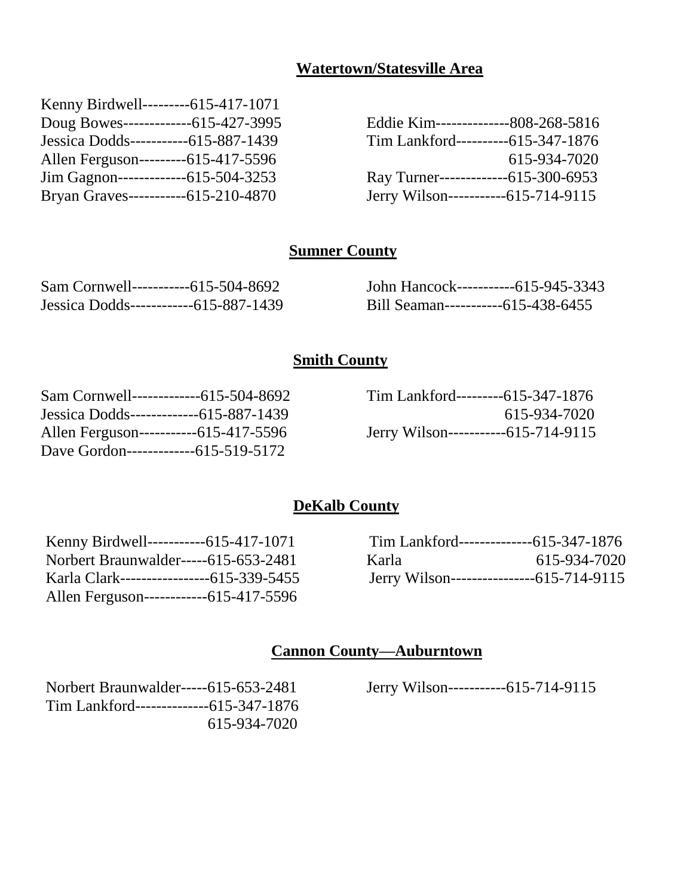## Watertown/Statesville Area

Kenny Birdwell---------615-417-1071
Doug Bowes-------------615-427-3995
Jessica Dodds-----------615-887-1439
Allen Ferguson---------615-417-5596
Jim Gagnon-------------615-504-3253
Bryan Graves-----------615-210-4870

Eddie Kim--------------808-268-5816
Tim Lankford----------615-347-1876
615-934-7020
Ray Turner-------------615-300-6953
Jerry Wilson-----------615-714-9115

## Sumner County

Sam Cornwell-----------615-504-8692
Jessica Dodds------------615-887-1439

John Hancock-----------615-945-3343
Bill Seaman-----------615-438-6455

## Smith County

Sam Cornwell-------------615-504-8692
Jessica Dodds-------------615-887-1439
Allen Ferguson-----------615-417-5596
Dave Gordon-------------615-519-5172

Tim Lankford---------615-347-1876
615-934-7020
Jerry Wilson-----------615-714-9115

## DeKalb County

Kenny Birdwell-----------615-417-1071
Norbert Braunwalder-----615-653-2481
Karla Clark-----------------615-339-5455
Allen Ferguson------------615-417-5596

Tim Lankford--------------615-347-1876
Karla 615-934-7020
Jerry Wilson----------------615-714-9115

## Cannon County—Auburntown

Norbert Braunwalder-----615-653-2481
Tim Lankford--------------615-347-1876
615-934-7020

Jerry Wilson-----------615-714-9115